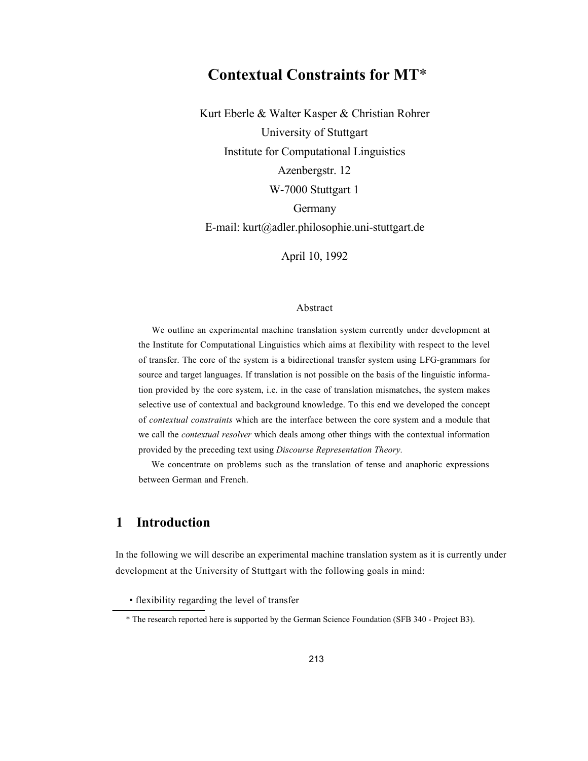# Contextual Constraints for MT*

Kurt Eberle & Walter Kasper & Christian Rohrer
University of Stuttgart
Institute for Computational Linguistics
Azenbergstr. 12
W-7000 Stuttgart 1
Germany
E-mail: kurt@adler.philosophie.uni-stuttgart.de

April 10, 1992

## Abstract

We outline an experimental machine translation system currently under development at the Institute for Computational Linguistics which aims at flexibility with respect to the level of transfer. The core of the system is a bidirectional transfer system using LFG-grammars for source and target languages. If translation is not possible on the basis of the linguistic information provided by the core system, i.e. in the case of translation mismatches, the system makes selective use of contextual and background knowledge. To this end we developed the concept of *contextual constraints* which are the interface between the core system and a module that we call the *contextual resolver* which deals among other things with the contextual information provided by the preceding text using *Discourse Representation Theory.*

We concentrate on problems such as the translation of tense and anaphoric expressions between German and French.

## 1 Introduction

In the following we will describe an experimental machine translation system as it is currently under development at the University of Stuttgart with the following goals in mind:

- flexibility regarding the level of transfer

* The research reported here is supported by the German Science Foundation (SFB 340 - Project B3).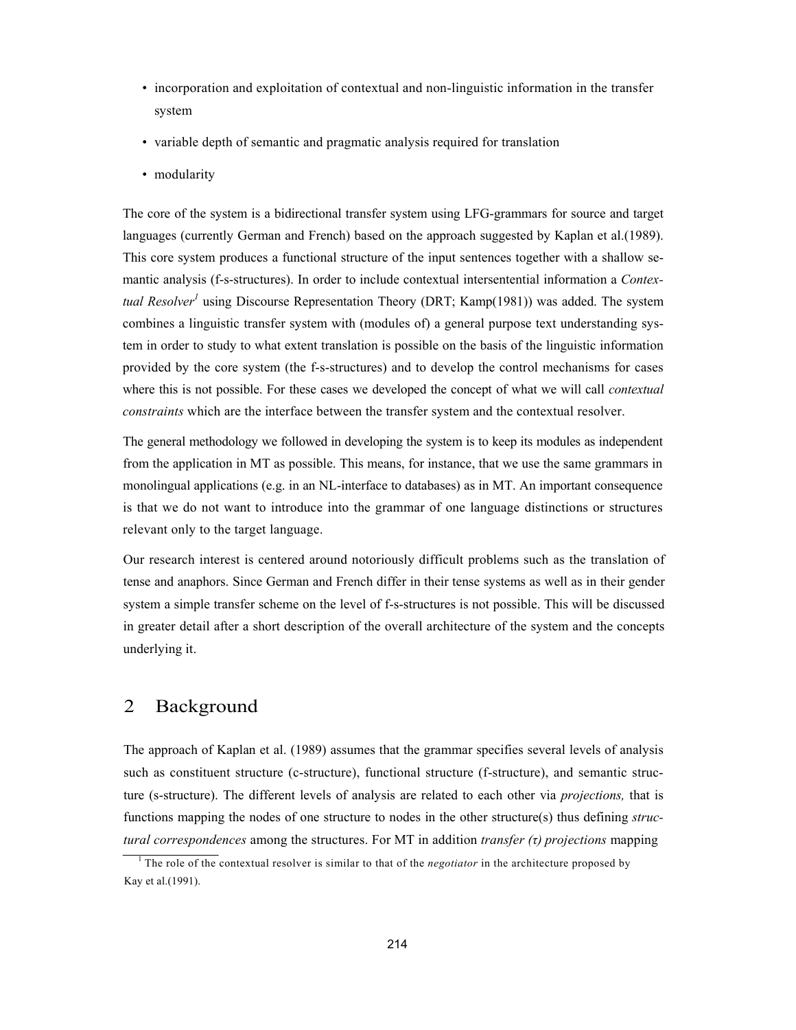- incorporation and exploitation of contextual and non-linguistic information in the transfer system
- variable depth of semantic and pragmatic analysis required for translation
- modularity

The core of the system is a bidirectional transfer system using LFG-grammars for source and target languages (currently German and French) based on the approach suggested by Kaplan et al.(1989). This core system produces a functional structure of the input sentences together with a shallow semantic analysis (f-s-structures). In order to include contextual intersentential information a *Contextual Resolver*[1] using Discourse Representation Theory (DRT; Kamp(1981)) was added. The system combines a linguistic transfer system with (modules of) a general purpose text understanding system in order to study to what extent translation is possible on the basis of the linguistic information provided by the core system (the f-s-structures) and to develop the control mechanisms for cases where this is not possible. For these cases we developed the concept of what we will call *contextual constraints* which are the interface between the transfer system and the contextual resolver.

The general methodology we followed in developing the system is to keep its modules as independent from the application in MT as possible. This means, for instance, that we use the same grammars in monolingual applications (e.g. in an NL-interface to databases) as in MT. An important consequence is that we do not want to introduce into the grammar of one language distinctions or structures relevant only to the target language.

Our research interest is centered around notoriously difficult problems such as the translation of tense and anaphors. Since German and French differ in their tense systems as well as in their gender system a simple transfer scheme on the level of f-s-structures is not possible. This will be discussed in greater detail after a short description of the overall architecture of the system and the concepts underlying it.

## 2 Background

The approach of Kaplan et al. (1989) assumes that the grammar specifies several levels of analysis such as constituent structure (c-structure), functional structure (f-structure), and semantic structure (s-structure). The different levels of analysis are related to each other via *projections,* that is functions mapping the nodes of one structure to nodes in the other structure(s) thus defining *structural correspondences* among the structures. For MT in addition *transfer (τ) projections* mapping

[1] The role of the contextual resolver is similar to that of the *negotiator* in the architecture proposed by Kay et al.(1991).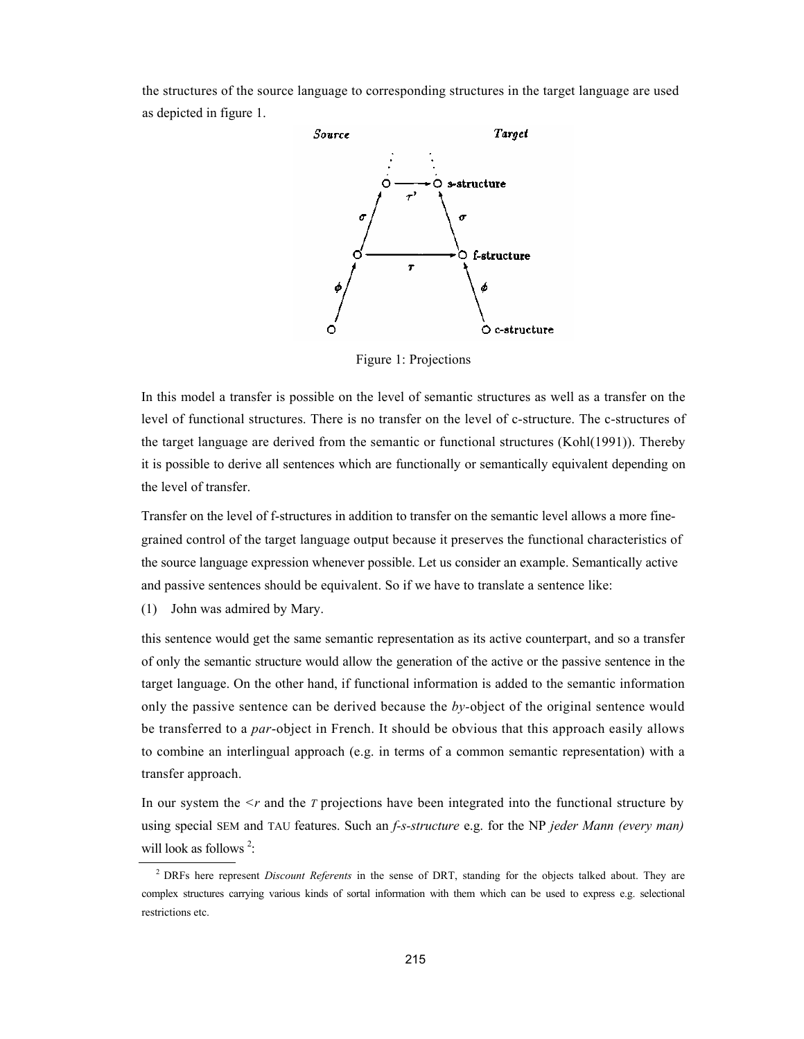the structures of the source language to corresponding structures in the target language are used as depicted in figure 1.

Figure 1: Projections

In this model a transfer is possible on the level of semantic structures as well as a transfer on the level of functional structures. There is no transfer on the level of c-structure. The c-structures of the target language are derived from the semantic or functional structures (Kohl(1991)). Thereby it is possible to derive all sentences which are functionally or semantically equivalent depending on the level of transfer.

Transfer on the level of f-structures in addition to transfer on the semantic level allows a more fine-grained control of the target language output because it preserves the functional characteristics of the source language expression whenever possible. Let us consider an example. Semantically active and passive sentences should be equivalent. So if we have to translate a sentence like:

(1) John was admired by Mary.

this sentence would get the same semantic representation as its active counterpart, and so a transfer of only the semantic structure would allow the generation of the active or the passive sentence in the target language. On the other hand, if functional information is added to the semantic information only the passive sentence can be derived because the *by*-object of the original sentence would be transferred to a *par*-object in French. It should be obvious that this approach easily allows to combine an interlingual approach (e.g. in terms of a common semantic representation) with a transfer approach.

In our system the <r and the *T* projections have been integrated into the functional structure by using special SEM and TAU features. Such an *f-s-structure* e.g. for the NP *jeder Mann (every man)* will look as follows [2]:

[2] DRFs here represent *Discount Referents* in the sense of DRT, standing for the objects talked about. They are complex structures carrying various kinds of sortal information with them which can be used to express e.g. selectional restrictions etc.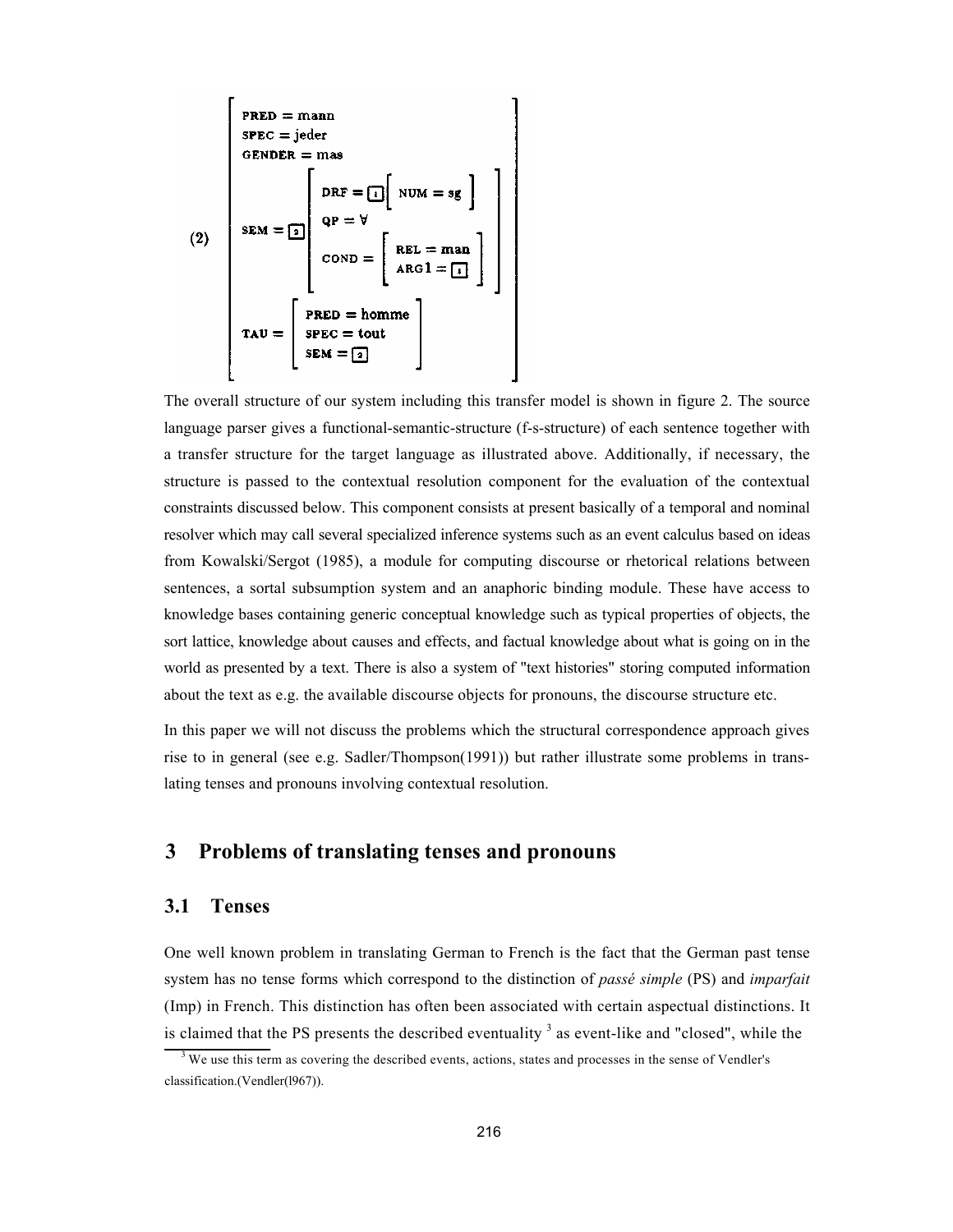(2)

$$
\left[\begin{array}{l}
\text{PRED} = \text{mann} \\
\text{SPEC} = \text{jeder} \\
\text{GENDER} = \text{mas} \\
\text{SEM} = \boxed{2}\left[\begin{array}{l}
\text{DRF} = \boxed{1}\left[\ \text{NUM} = \text{sg}\ \right] \\
\text{QP} = \forall \\
\text{COND} = \left[\begin{array}{l}
\text{REL} = \text{man} \\
\text{ARG1} = \boxed{1}
\end{array}\right]
\end{array}\right] \\
\text{TAU} = \left[\begin{array}{l}
\text{PRED} = \text{homme} \\
\text{SPEC} = \text{tout} \\
\text{SEM} = \boxed{2}
\end{array}\right]
\end{array}\right]
$$

The overall structure of our system including this transfer model is shown in figure 2. The source language parser gives a functional-semantic-structure (f-s-structure) of each sentence together with a transfer structure for the target language as illustrated above. Additionally, if necessary, the structure is passed to the contextual resolution component for the evaluation of the contextual constraints discussed below. This component consists at present basically of a temporal and nominal resolver which may call several specialized inference systems such as an event calculus based on ideas from Kowalski/Sergot (1985), a module for computing discourse or rhetorical relations between sentences, a sortal subsumption system and an anaphoric binding module. These have access to knowledge bases containing generic conceptual knowledge such as typical properties of objects, the sort lattice, knowledge about causes and effects, and factual knowledge about what is going on in the world as presented by a text. There is also a system of "text histories" storing computed information about the text as e.g. the available discourse objects for pronouns, the discourse structure etc.

In this paper we will not discuss the problems which the structural correspondence approach gives rise to in general (see e.g. Sadler/Thompson(1991)) but rather illustrate some problems in translating tenses and pronouns involving contextual resolution.

## 3 Problems of translating tenses and pronouns

### 3.1 Tenses

One well known problem in translating German to French is the fact that the German past tense system has no tense forms which correspond to the distinction of *passé simple* (PS) and *imparfait* (Imp) in French. This distinction has often been associated with certain aspectual distinctions. It is claimed that the PS presents the described eventuality [3] as event-like and "closed", while the

[3] We use this term as covering the described events, actions, states and processes in the sense of Vendler's classification.(Vendler(l967)).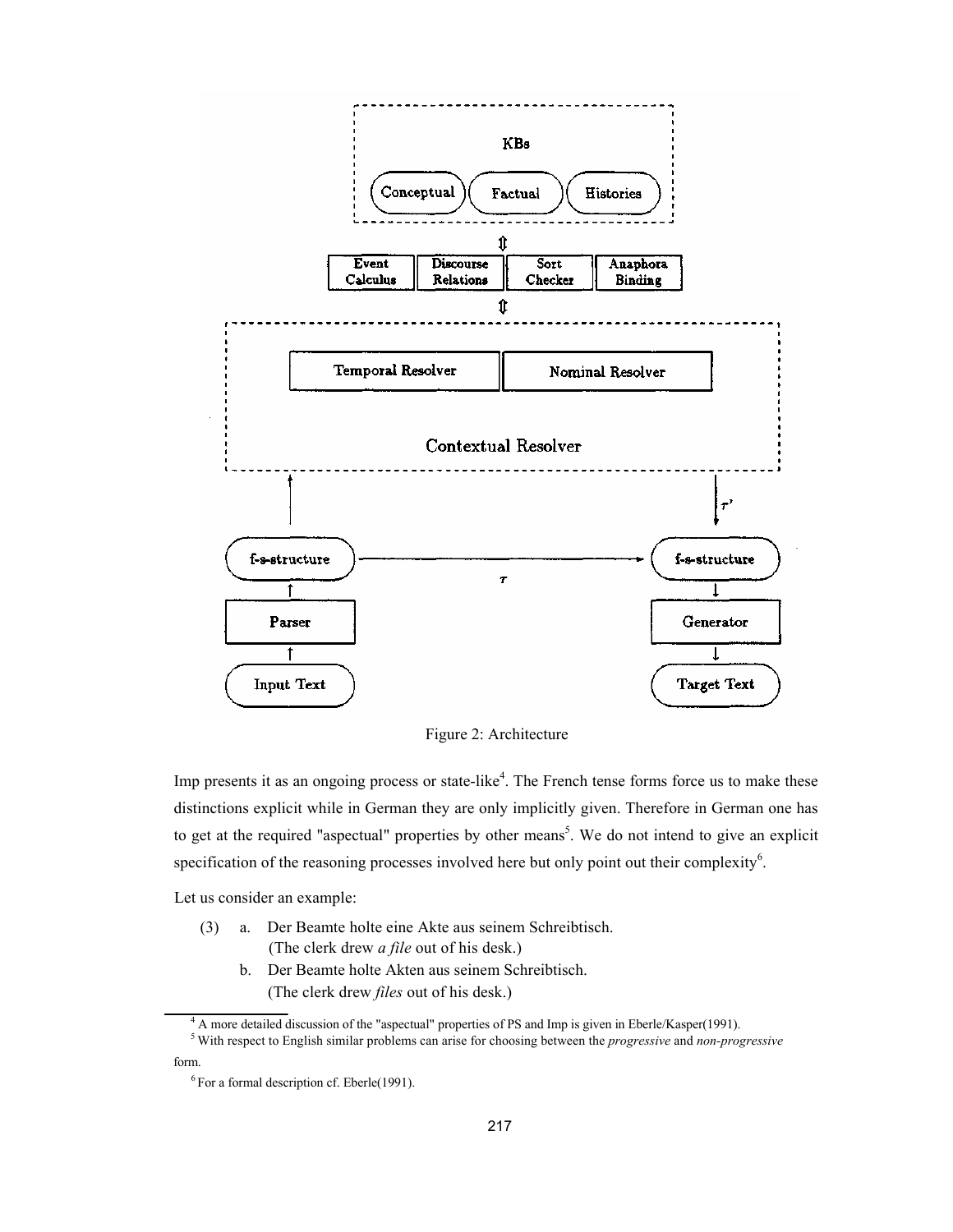Figure 2: Architecture

Imp presents it as an ongoing process or state-like[4]. The French tense forms force us to make these distinctions explicit while in German they are only implicitly given. Therefore in German one has to get at the required "aspectual" properties by other means[5]. We do not intend to give an explicit specification of the reasoning processes involved here but only point out their complexity[6].

Let us consider an example:

(3) a. Der Beamte holte eine Akte aus seinem Schreibtisch.
   (The clerk drew *a file* out of his desk.)

   b. Der Beamte holte Akten aus seinem Schreibtisch.
   (The clerk drew *files* out of his desk.)

---

[4] A more detailed discussion of the "aspectual" properties of PS and Imp is given in Eberle/Kasper(1991).

[5] With respect to English similar problems can arise for choosing between the *progressive* and *non-progressive* form.

[6] For a formal description cf. Eberle(1991).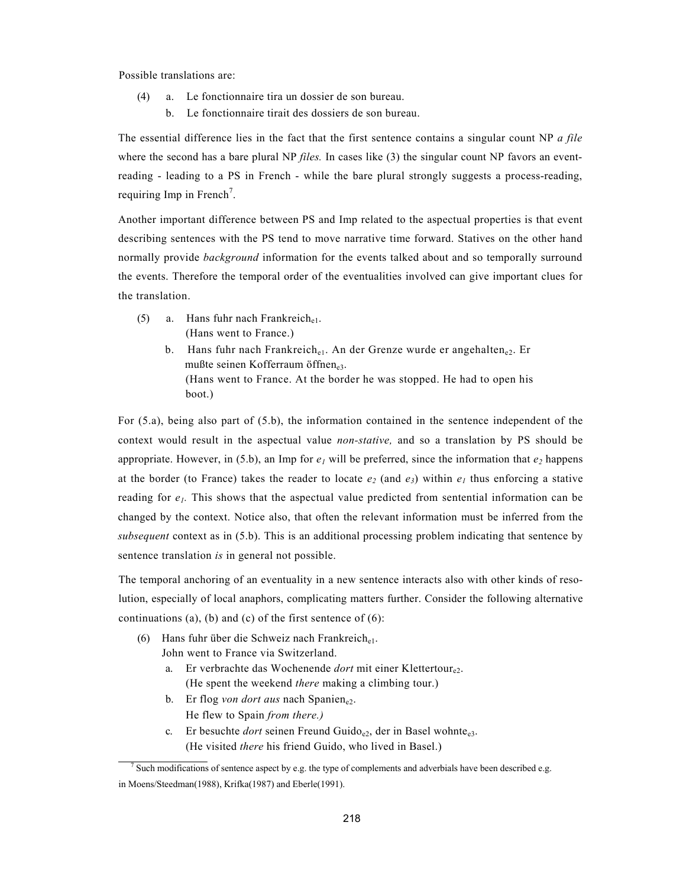Possible translations are:

(4) a. Le fonctionnaire tira un dossier de son bureau.
    b. Le fonctionnaire tirait des dossiers de son bureau.

The essential difference lies in the fact that the first sentence contains a singular count NP *a file* where the second has a bare plural NP *files.* In cases like (3) the singular count NP favors an event-reading - leading to a PS in French - while the bare plural strongly suggests a process-reading, requiring Imp in French[7].

Another important difference between PS and Imp related to the aspectual properties is that event describing sentences with the PS tend to move narrative time forward. Statives on the other hand normally provide *background* information for the events talked about and so temporally surround the events. Therefore the temporal order of the eventualities involved can give important clues for the translation.

(5) a. Hans fuhr nach Frankreich$_{e1}$.
       (Hans went to France.)
    b. Hans fuhr nach Frankreich$_{e1}$. An der Grenze wurde er angehalten$_{e2}$. Er mußte seinen Kofferraum öffnen$_{e3}$.
       (Hans went to France. At the border he was stopped. He had to open his boot.)

For (5.a), being also part of (5.b), the information contained in the sentence independent of the context would result in the aspectual value *non-stative,* and so a translation by PS should be appropriate. However, in (5.b), an Imp for $e_1$ will be preferred, since the information that $e_2$ happens at the border (to France) takes the reader to locate $e_2$ (and $e_3$) within $e_1$ thus enforcing a stative reading for $e_1$. This shows that the aspectual value predicted from sentential information can be changed by the context. Notice also, that often the relevant information must be inferred from the *subsequent* context as in (5.b). This is an additional processing problem indicating that sentence by sentence translation *is* in general not possible.

The temporal anchoring of an eventuality in a new sentence interacts also with other kinds of resolution, especially of local anaphors, complicating matters further. Consider the following alternative continuations (a), (b) and (c) of the first sentence of (6):

(6) Hans fuhr über die Schweiz nach Frankreich$_{e1}$.
    John went to France via Switzerland.
    a. Er verbrachte das Wochenende *dort* mit einer Klettertour$_{e2}$.
       (He spent the weekend *there* making a climbing tour.)
    b. Er flog *von dort aus* nach Spanien$_{e2}$.
       He flew to Spain *from there.)*
    c. Er besuchte *dort* seinen Freund Guido$_{e2}$, der in Basel wohnte$_{e3}$.
       (He visited *there* his friend Guido, who lived in Basel.)

[7] Such modifications of sentence aspect by e.g. the type of complements and adverbials have been described e.g. in Moens/Steedman(1988), Krifka(1987) and Eberle(1991).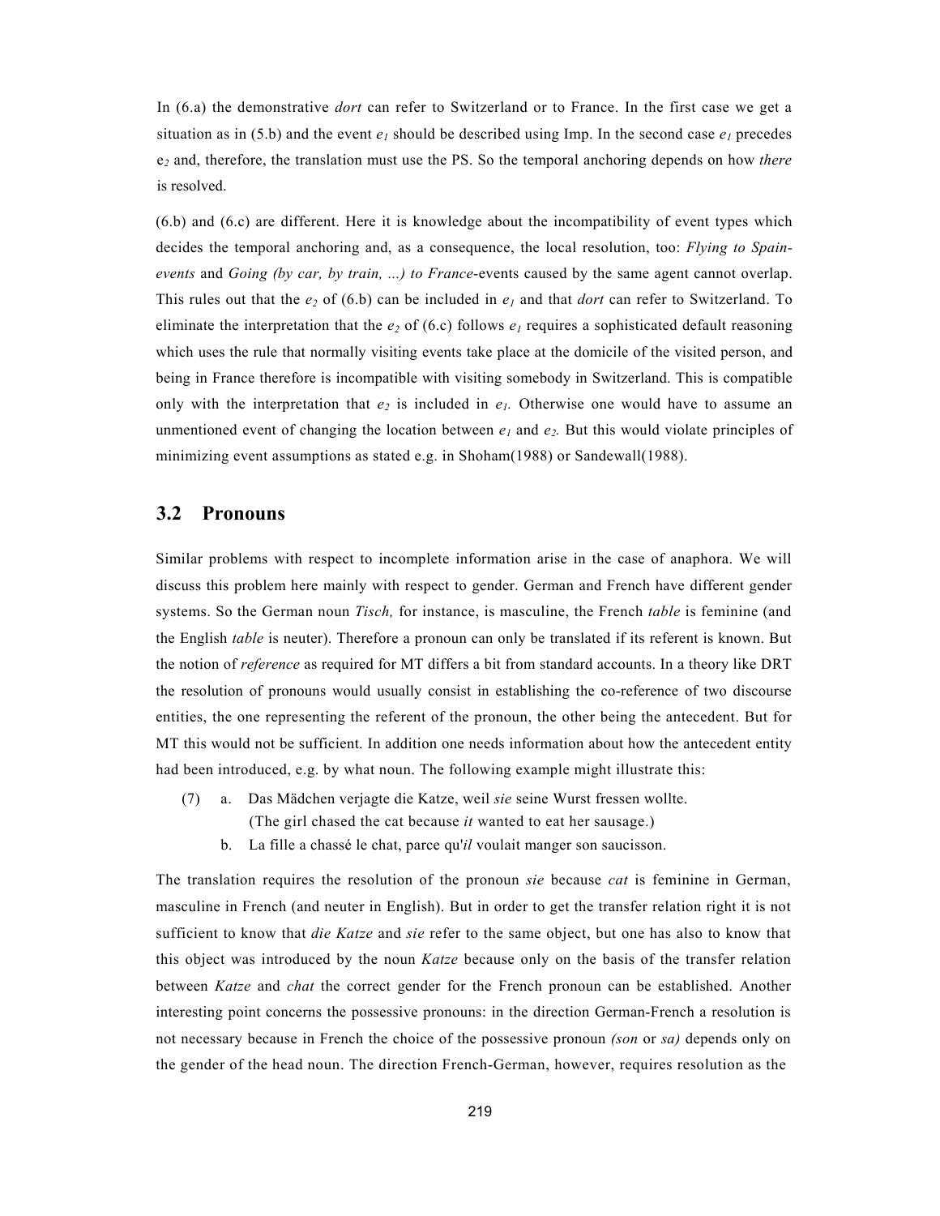In (6.a) the demonstrative *dort* can refer to Switzerland or to France. In the first case we get a situation as in (5.b) and the event $e_1$ should be described using Imp. In the second case $e_1$ precedes $e_2$ and, therefore, the translation must use the PS. So the temporal anchoring depends on how *there* is resolved.

(6.b) and (6.c) are different. Here it is knowledge about the incompatibility of event types which decides the temporal anchoring and, as a consequence, the local resolution, too: *Flying to Spain-events* and *Going (by car, by train, ...) to France*-events caused by the same agent cannot overlap. This rules out that the $e_2$ of (6.b) can be included in $e_1$ and that *dort* can refer to Switzerland. To eliminate the interpretation that the $e_2$ of (6.c) follows $e_1$ requires a sophisticated default reasoning which uses the rule that normally visiting events take place at the domicile of the visited person, and being in France therefore is incompatible with visiting somebody in Switzerland. This is compatible only with the interpretation that $e_2$ is included in $e_1$. Otherwise one would have to assume an unmentioned event of changing the location between $e_1$ and $e_2$. But this would violate principles of minimizing event assumptions as stated e.g. in Shoham(1988) or Sandewall(1988).

## 3.2 Pronouns

Similar problems with respect to incomplete information arise in the case of anaphora. We will discuss this problem here mainly with respect to gender. German and French have different gender systems. So the German noun *Tisch,* for instance, is masculine, the French *table* is feminine (and the English *table* is neuter). Therefore a pronoun can only be translated if its referent is known. But the notion of *reference* as required for MT differs a bit from standard accounts. In a theory like DRT the resolution of pronouns would usually consist in establishing the co-reference of two discourse entities, the one representing the referent of the pronoun, the other being the antecedent. But for MT this would not be sufficient. In addition one needs information about how the antecedent entity had been introduced, e.g. by what noun. The following example might illustrate this:

(7) a. Das Mädchen verjagte die Katze, weil *sie* seine Wurst fressen wollte.
   (The girl chased the cat because *it* wanted to eat her sausage.)

   b. La fille a chassé le chat, parce qu'*il* voulait manger son saucisson.

The translation requires the resolution of the pronoun *sie* because *cat* is feminine in German, masculine in French (and neuter in English). But in order to get the transfer relation right it is not sufficient to know that *die Katze* and *sie* refer to the same object, but one has also to know that this object was introduced by the noun *Katze* because only on the basis of the transfer relation between *Katze* and *chat* the correct gender for the French pronoun can be established. Another interesting point concerns the possessive pronouns: in the direction German-French a resolution is not necessary because in French the choice of the possessive pronoun *(son* or *sa)* depends only on the gender of the head noun. The direction French-German, however, requires resolution as the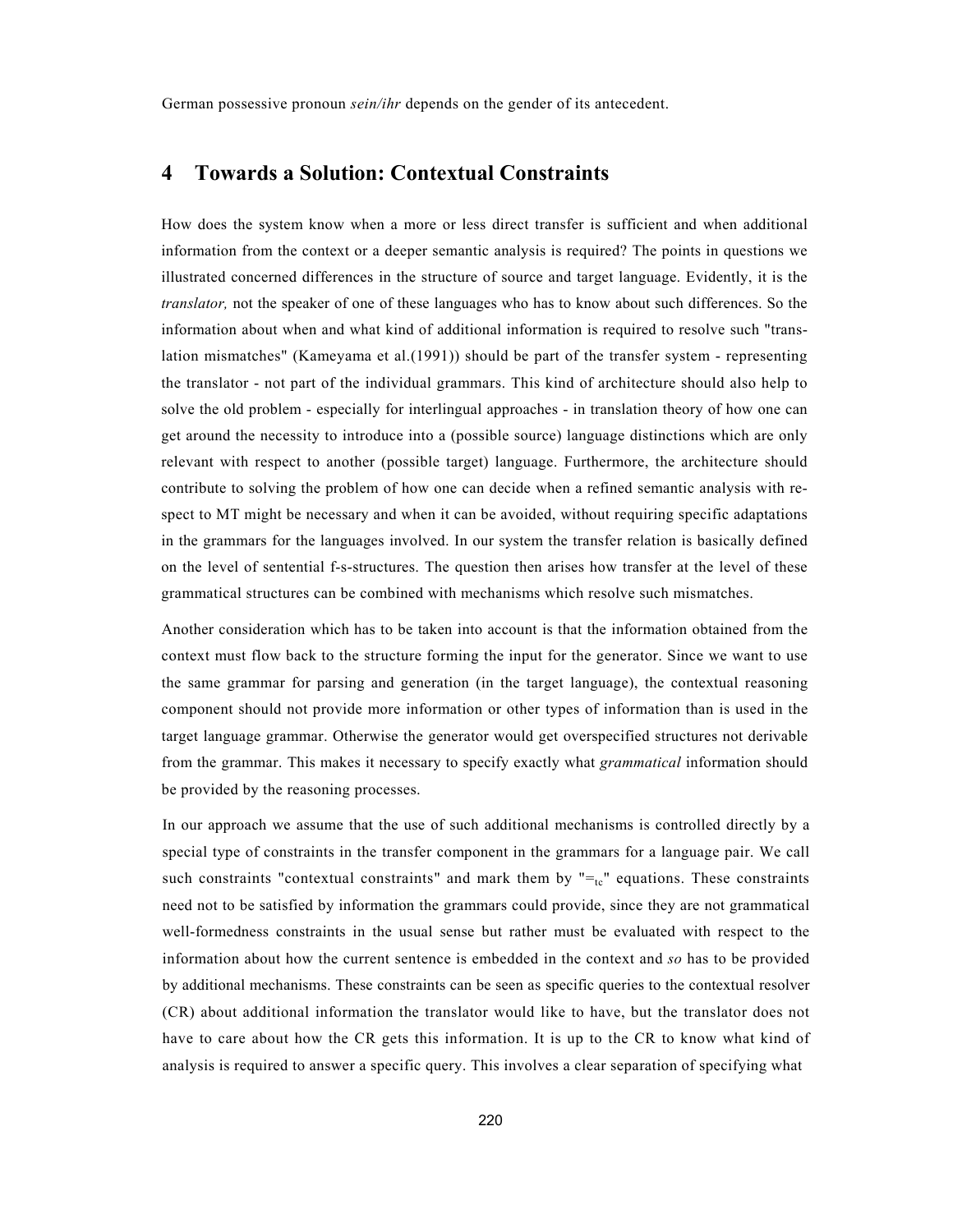German possessive pronoun *sein/ihr* depends on the gender of its antecedent.

## 4 Towards a Solution: Contextual Constraints

How does the system know when a more or less direct transfer is sufficient and when additional information from the context or a deeper semantic analysis is required? The points in questions we illustrated concerned differences in the structure of source and target language. Evidently, it is the *translator,* not the speaker of one of these languages who has to know about such differences. So the information about when and what kind of additional information is required to resolve such "translation mismatches" (Kameyama et al.(1991)) should be part of the transfer system - representing the translator - not part of the individual grammars. This kind of architecture should also help to solve the old problem - especially for interlingual approaches - in translation theory of how one can get around the necessity to introduce into a (possible source) language distinctions which are only relevant with respect to another (possible target) language. Furthermore, the architecture should contribute to solving the problem of how one can decide when a refined semantic analysis with respect to MT might be necessary and when it can be avoided, without requiring specific adaptations in the grammars for the languages involved. In our system the transfer relation is basically defined on the level of sentential f-s-structures. The question then arises how transfer at the level of these grammatical structures can be combined with mechanisms which resolve such mismatches.

Another consideration which has to be taken into account is that the information obtained from the context must flow back to the structure forming the input for the generator. Since we want to use the same grammar for parsing and generation (in the target language), the contextual reasoning component should not provide more information or other types of information than is used in the target language grammar. Otherwise the generator would get overspecified structures not derivable from the grammar. This makes it necessary to specify exactly what *grammatical* information should be provided by the reasoning processes.

In our approach we assume that the use of such additional mechanisms is controlled directly by a special type of constraints in the transfer component in the grammars for a language pair. We call such constraints "contextual constraints" and mark them by "$=_{tc}$" equations. These constraints need not to be satisfied by information the grammars could provide, since they are not grammatical well-formedness constraints in the usual sense but rather must be evaluated with respect to the information about how the current sentence is embedded in the context and *so* has to be provided by additional mechanisms. These constraints can be seen as specific queries to the contextual resolver (CR) about additional information the translator would like to have, but the translator does not have to care about how the CR gets this information. It is up to the CR to know what kind of analysis is required to answer a specific query. This involves a clear separation of specifying what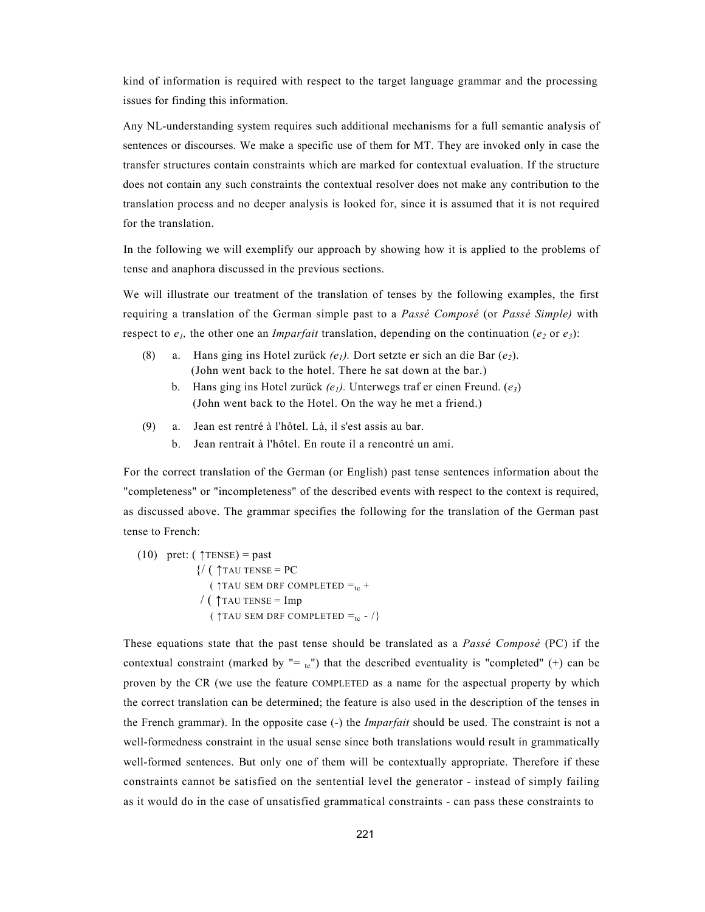kind of information is required with respect to the target language grammar and the processing issues for finding this information.

Any NL-understanding system requires such additional mechanisms for a full semantic analysis of sentences or discourses. We make a specific use of them for MT. They are invoked only in case the transfer structures contain constraints which are marked for contextual evaluation. If the structure does not contain any such constraints the contextual resolver does not make any contribution to the translation process and no deeper analysis is looked for, since it is assumed that it is not required for the translation.

In the following we will exemplify our approach by showing how it is applied to the problems of tense and anaphora discussed in the previous sections.

We will illustrate our treatment of the translation of tenses by the following examples, the first requiring a translation of the German simple past to a *Passé Composé* (or *Passé Simple)* with respect to $e_1$, the other one an *Imparfait* translation, depending on the continuation ($e_2$ or $e_3$):

(8) a. Hans ging ins Hotel zurück *($e_1$).* Dort setzte er sich an die Bar ($e_2$).
(John went back to the hotel. There he sat down at the bar.)

b. Hans ging ins Hotel zurück *($e_1$).* Unterwegs traf er einen Freund. ($e_3$)
(John went back to the Hotel. On the way he met a friend.)

(9) a. Jean est rentré à l'hôtel. Là, il s'est assis au bar.

b. Jean rentrait à l'hôtel. En route il a rencontré un ami.

For the correct translation of the German (or English) past tense sentences information about the "completeness" or "incompleteness" of the described events with respect to the context is required, as discussed above. The grammar specifies the following for the translation of the German past tense to French:

(10) pret: ( ↑TENSE) = past
{/ ( ↑TAU TENSE = PC
( ↑TAU SEM DRF COMPLETED $=_{tc}$ +
/ ( ↑TAU TENSE = Imp
( ↑TAU SEM DRF COMPLETED $=_{tc}$ - /}

These equations state that the past tense should be translated as a *Passé Composé* (PC) if the contextual constraint (marked by "$=_{tc}$") that the described eventuality is "completed" (+) can be proven by the CR (we use the feature COMPLETED as a name for the aspectual property by which the correct translation can be determined; the feature is also used in the description of the tenses in the French grammar). In the opposite case (-) the *Imparfait* should be used. The constraint is not a well-formedness constraint in the usual sense since both translations would result in grammatically well-formed sentences. But only one of them will be contextually appropriate. Therefore if these constraints cannot be satisfied on the sentential level the generator - instead of simply failing as it would do in the case of unsatisfied grammatical constraints - can pass these constraints to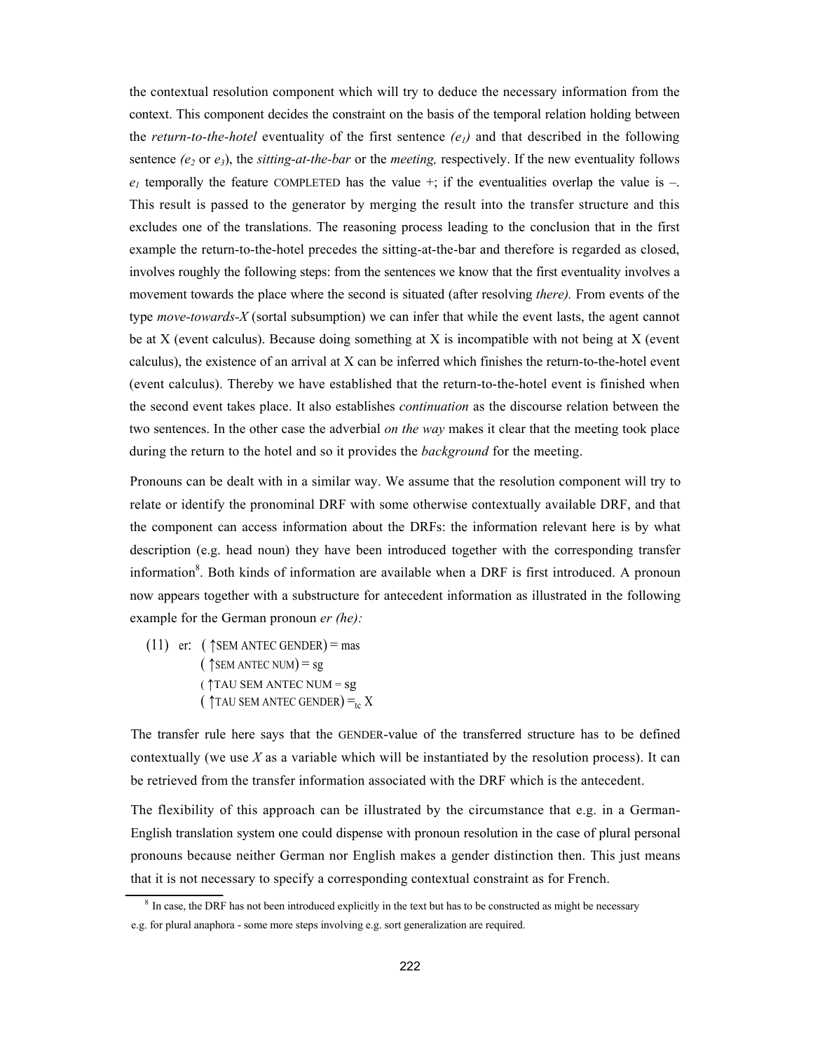the contextual resolution component which will try to deduce the necessary information from the context. This component decides the constraint on the basis of the temporal relation holding between the *return-to-the-hotel* eventuality of the first sentence *($e_1$)* and that described in the following sentence *($e_2$* or *$e_3$*), the *sitting-at-the-bar* or the *meeting,* respectively. If the new eventuality follows $e_1$ temporally the feature COMPLETED has the value +; if the eventualities overlap the value is –. This result is passed to the generator by merging the result into the transfer structure and this excludes one of the translations. The reasoning process leading to the conclusion that in the first example the return-to-the-hotel precedes the sitting-at-the-bar and therefore is regarded as closed, involves roughly the following steps: from the sentences we know that the first eventuality involves a movement towards the place where the second is situated (after resolving *there).* From events of the type *move-towards-X* (sortal subsumption) we can infer that while the event lasts, the agent cannot be at X (event calculus). Because doing something at X is incompatible with not being at X (event calculus), the existence of an arrival at X can be inferred which finishes the return-to-the-hotel event (event calculus). Thereby we have established that the return-to-the-hotel event is finished when the second event takes place. It also establishes *continuation* as the discourse relation between the two sentences. In the other case the adverbial *on the way* makes it clear that the meeting took place during the return to the hotel and so it provides the *background* for the meeting.

Pronouns can be dealt with in a similar way. We assume that the resolution component will try to relate or identify the pronominal DRF with some otherwise contextually available DRF, and that the component can access information about the DRFs: the information relevant here is by what description (e.g. head noun) they have been introduced together with the corresponding transfer information[8]. Both kinds of information are available when a DRF is first introduced. A pronoun now appears together with a substructure for antecedent information as illustrated in the following example for the German pronoun *er (he):*

(11) er: $(\uparrow \text{SEM ANTEC GENDER}) = \text{mas}$
$(\uparrow \text{SEM ANTEC NUM}) = \text{sg}$
$(\uparrow \text{TAU SEM ANTEC NUM} = \text{sg}$
$(\uparrow \text{TAU SEM ANTEC GENDER}) =_{tc} X$

The transfer rule here says that the GENDER-value of the transferred structure has to be defined contextually (we use *X* as a variable which will be instantiated by the resolution process). It can be retrieved from the transfer information associated with the DRF which is the antecedent.

The flexibility of this approach can be illustrated by the circumstance that e.g. in a German-English translation system one could dispense with pronoun resolution in the case of plural personal pronouns because neither German nor English makes a gender distinction then. This just means that it is not necessary to specify a corresponding contextual constraint as for French.

[8] In case, the DRF has not been introduced explicitly in the text but has to be constructed as might be necessary e.g. for plural anaphora - some more steps involving e.g. sort generalization are required.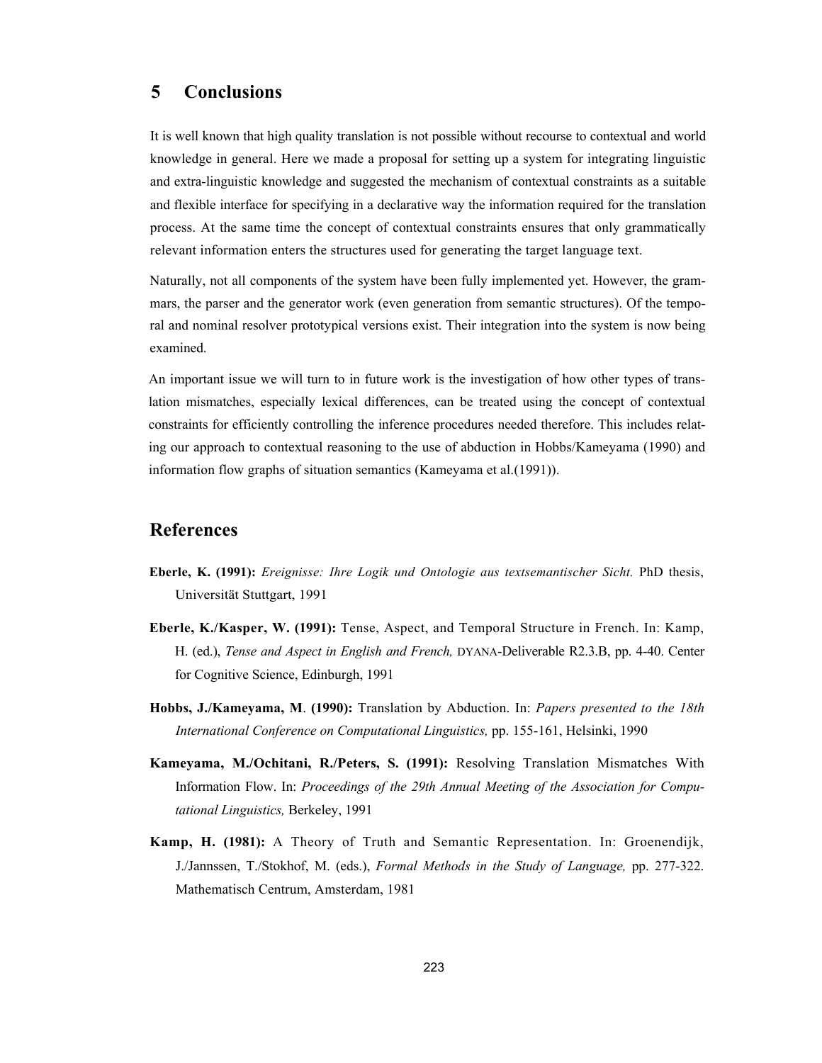## 5 Conclusions

It is well known that high quality translation is not possible without recourse to contextual and world knowledge in general. Here we made a proposal for setting up a system for integrating linguistic and extra-linguistic knowledge and suggested the mechanism of contextual constraints as a suitable and flexible interface for specifying in a declarative way the information required for the translation process. At the same time the concept of contextual constraints ensures that only grammatically relevant information enters the structures used for generating the target language text.

Naturally, not all components of the system have been fully implemented yet. However, the grammars, the parser and the generator work (even generation from semantic structures). Of the temporal and nominal resolver prototypical versions exist. Their integration into the system is now being examined.

An important issue we will turn to in future work is the investigation of how other types of translation mismatches, especially lexical differences, can be treated using the concept of contextual constraints for efficiently controlling the inference procedures needed therefore. This includes relating our approach to contextual reasoning to the use of abduction in Hobbs/Kameyama (1990) and information flow graphs of situation semantics (Kameyama et al.(1991)).

## References

**Eberle, K. (1991):** *Ereignisse: Ihre Logik und Ontologie aus textsemantischer Sicht.* PhD thesis, Universität Stuttgart, 1991

**Eberle, K./Kasper, W. (1991):** Tense, Aspect, and Temporal Structure in French. In: Kamp, H. (ed.), *Tense and Aspect in English and French,* DYANA-Deliverable R2.3.B, pp. 4-40. Center for Cognitive Science, Edinburgh, 1991

**Hobbs, J./Kameyama, M. (1990):** Translation by Abduction. In: *Papers presented to the 18th International Conference on Computational Linguistics,* pp. 155-161, Helsinki, 1990

**Kameyama, M./Ochitani, R./Peters, S. (1991):** Resolving Translation Mismatches With Information Flow. In: *Proceedings of the 29th Annual Meeting of the Association for Computational Linguistics,* Berkeley, 1991

**Kamp, H. (1981):** A Theory of Truth and Semantic Representation. In: Groenendijk, J./Jannssen, T./Stokhof, M. (eds.), *Formal Methods in the Study of Language,* pp. 277-322. Mathematisch Centrum, Amsterdam, 1981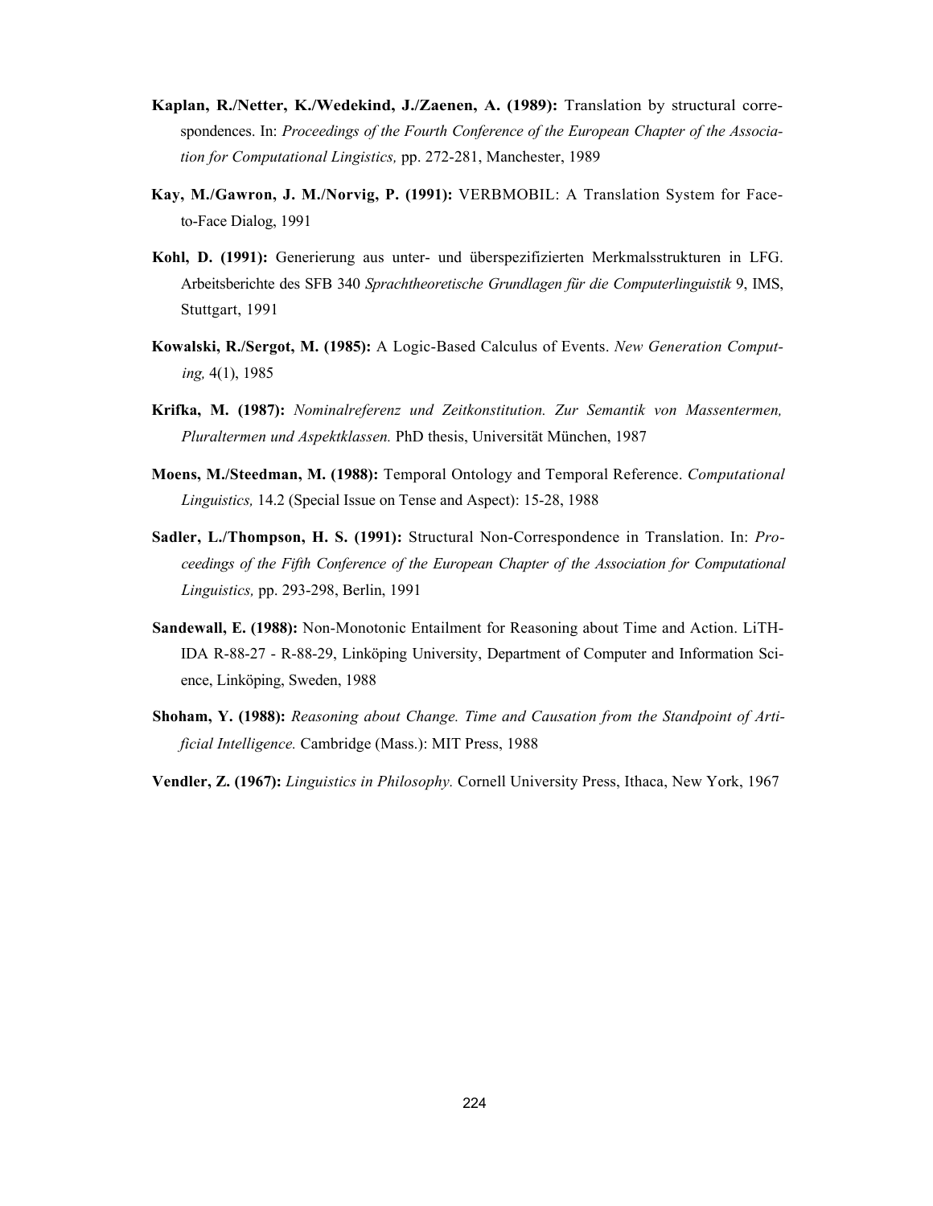**Kaplan, R./Netter, K./Wedekind, J./Zaenen, A. (1989):** Translation by structural correspondences. In: *Proceedings of the Fourth Conference of the European Chapter of the Association for Computational Lingistics,* pp. 272-281, Manchester, 1989

**Kay, M./Gawron, J. M./Norvig, P. (1991):** VERBMOBIL: A Translation System for Face-to-Face Dialog, 1991

**Kohl, D. (1991):** Generierung aus unter- und überspezifizierten Merkmalsstrukturen in LFG. Arbeitsberichte des SFB 340 *Sprachtheoretische Grundlagen für die Computerlinguistik* 9, IMS, Stuttgart, 1991

**Kowalski, R./Sergot, M. (1985):** A Logic-Based Calculus of Events. *New Generation Computing,* 4(1), 1985

**Krifka, M. (1987):** *Nominalreferenz und Zeitkonstitution. Zur Semantik von Massentermen, Pluraltermen und Aspektklassen.* PhD thesis, Universität München, 1987

**Moens, M./Steedman, M. (1988):** Temporal Ontology and Temporal Reference. *Computational Linguistics,* 14.2 (Special Issue on Tense and Aspect): 15-28, 1988

**Sadler, L./Thompson, H. S. (1991):** Structural Non-Correspondence in Translation. In: *Proceedings of the Fifth Conference of the European Chapter of the Association for Computational Linguistics,* pp. 293-298, Berlin, 1991

**Sandewall, E. (1988):** Non-Monotonic Entailment for Reasoning about Time and Action. LiTH-IDA R-88-27 - R-88-29, Linköping University, Department of Computer and Information Science, Linköping, Sweden, 1988

**Shoham, Y. (1988):** *Reasoning about Change. Time and Causation from the Standpoint of Artificial Intelligence.* Cambridge (Mass.): MIT Press, 1988

**Vendler, Z. (1967):** *Linguistics in Philosophy.* Cornell University Press, Ithaca, New York, 1967